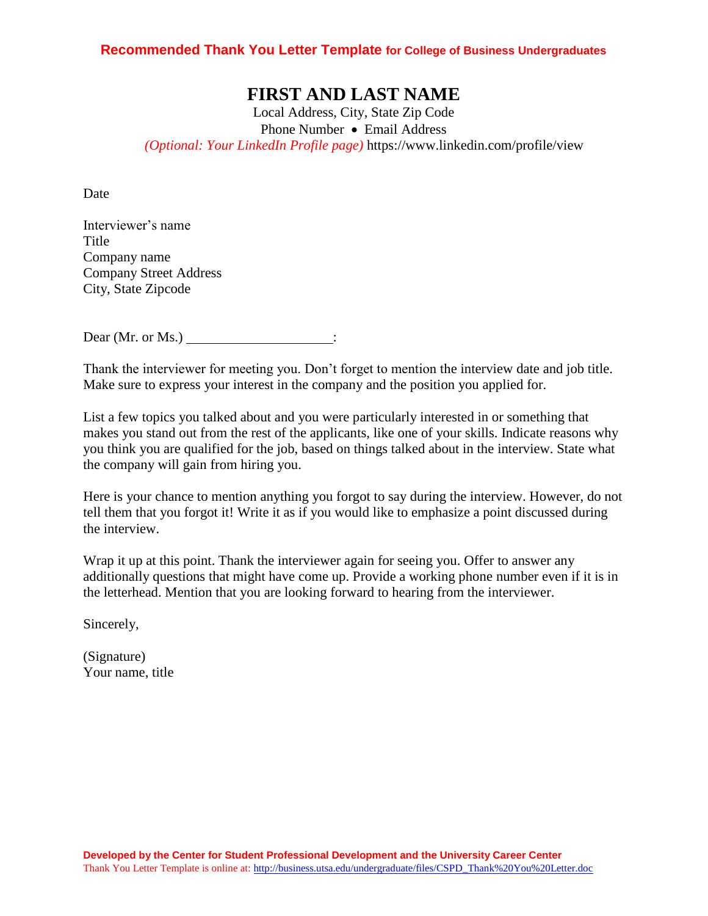**Recommended Thank You Letter Template for College of Business Undergraduates**

# FIRST AND LAST NAME

Local Address, City, State Zip Code
Phone Number • Email Address
*(Optional: Your LinkedIn Profile page)* https://www.linkedin.com/profile/view

Date

Interviewer's name
Title
Company name
Company Street Address
City, State Zipcode

Dear (Mr. or Ms.) ____________________:

Thank the interviewer for meeting you. Don't forget to mention the interview date and job title. Make sure to express your interest in the company and the position you applied for.

List a few topics you talked about and you were particularly interested in or something that makes you stand out from the rest of the applicants, like one of your skills. Indicate reasons why you think you are qualified for the job, based on things talked about in the interview. State what the company will gain from hiring you.

Here is your chance to mention anything you forgot to say during the interview. However, do not tell them that you forgot it! Write it as if you would like to emphasize a point discussed during the interview.

Wrap it up at this point. Thank the interviewer again for seeing you. Offer to answer any additionally questions that might have come up. Provide a working phone number even if it is in the letterhead. Mention that you are looking forward to hearing from the interviewer.

Sincerely,

(Signature)
Your name, title

**Developed by the Center for Student Professional Development and the University Career Center**
Thank You Letter Template is online at: http://business.utsa.edu/undergraduate/files/CSPD_Thank%20You%20Letter.doc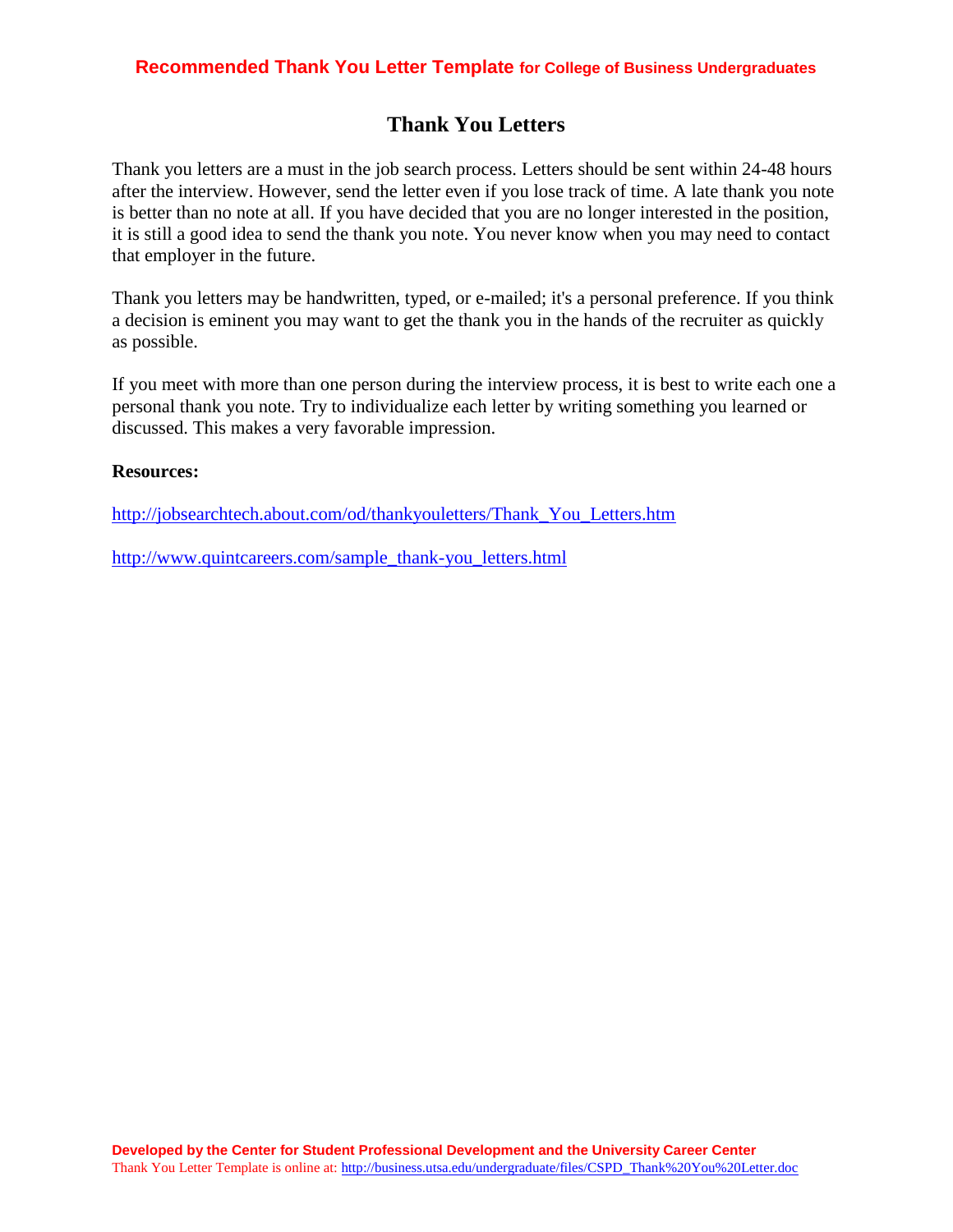**Recommended Thank You Letter Template for College of Business Undergraduates**

# Thank You Letters

Thank you letters are a must in the job search process. Letters should be sent within 24-48 hours after the interview. However, send the letter even if you lose track of time. A late thank you note is better than no note at all. If you have decided that you are no longer interested in the position, it is still a good idea to send the thank you note. You never know when you may need to contact that employer in the future.

Thank you letters may be handwritten, typed, or e-mailed; it's a personal preference. If you think a decision is eminent you may want to get the thank you in the hands of the recruiter as quickly as possible.

If you meet with more than one person during the interview process, it is best to write each one a personal thank you note. Try to individualize each letter by writing something you learned or discussed. This makes a very favorable impression.

**Resources:**

http://jobsearchtech.about.com/od/thankyouletters/Thank_You_Letters.htm

http://www.quintcareers.com/sample_thank-you_letters.html

**Developed by the Center for Student Professional Development and the University Career Center**
Thank You Letter Template is online at: http://business.utsa.edu/undergraduate/files/CSPD_Thank%20You%20Letter.doc